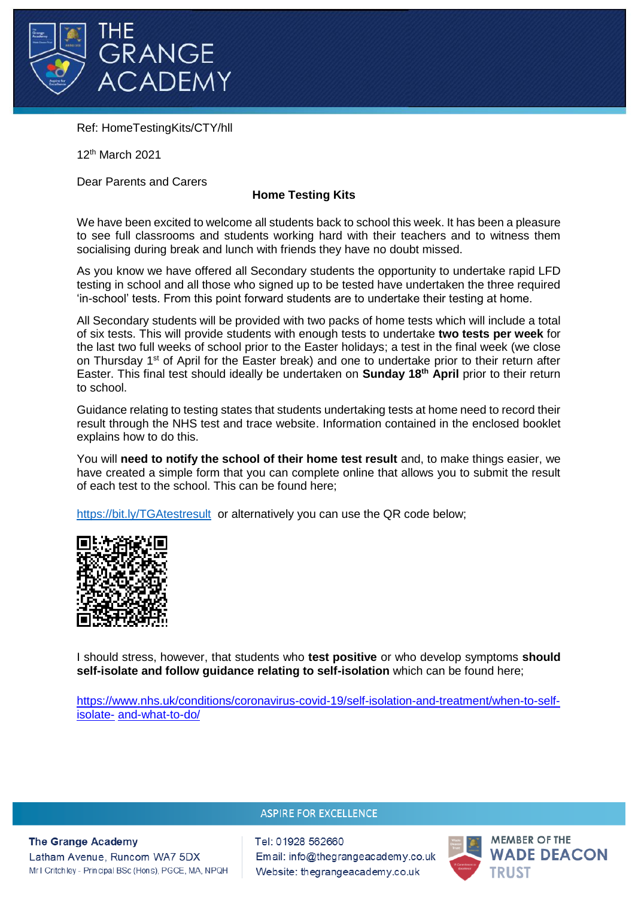Ref: HomeTestingKits/CTY/hll

12th March 2021

Dear Parents and Carers

**Home Testing Kits**

We have been excited to welcome all students back to school this week. It has been a pleasure to see full classrooms and students working hard with their teachers and to witness them socialising during break and lunch with friends they have no doubt missed.

As you know we have offered all Secondary students the opportunity to undertake rapid LFD testing in school and all those who signed up to be tested have undertaken the three required 'in-school' tests. From this point forward students are to undertake their testing at home.

All Secondary students will be provided with two packs of home tests which will include a total of six tests. This will provide students with enough tests to undertake **two tests per week** for the last two full weeks of school prior to the Easter holidays; a test in the final week (we close on Thursday 1st of April for the Easter break) and one to undertake prior to their return after Easter. This final test should ideally be undertaken on **Sunday 18th April** prior to their return to school.

Guidance relating to testing states that students undertaking tests at home need to record their result through the NHS test and trace website. Information contained in the enclosed booklet explains how to do this.

You will **need to notify the school of their home test result** and, to make things easier, we have created a simple form that you can complete online that allows you to submit the result of each test to the school. This can be found here;

https://bit.ly/TGAtestresult or alternatively you can use the QR code below;

I should stress, however, that students who **test positive** or who develop symptoms **should self-isolate and follow guidance relating to self-isolation** which can be found here;

https://www.nhs.uk/conditions/coronavirus-covid-19/self-isolation-and-treatment/when-to-self-isolate- and-what-to-do/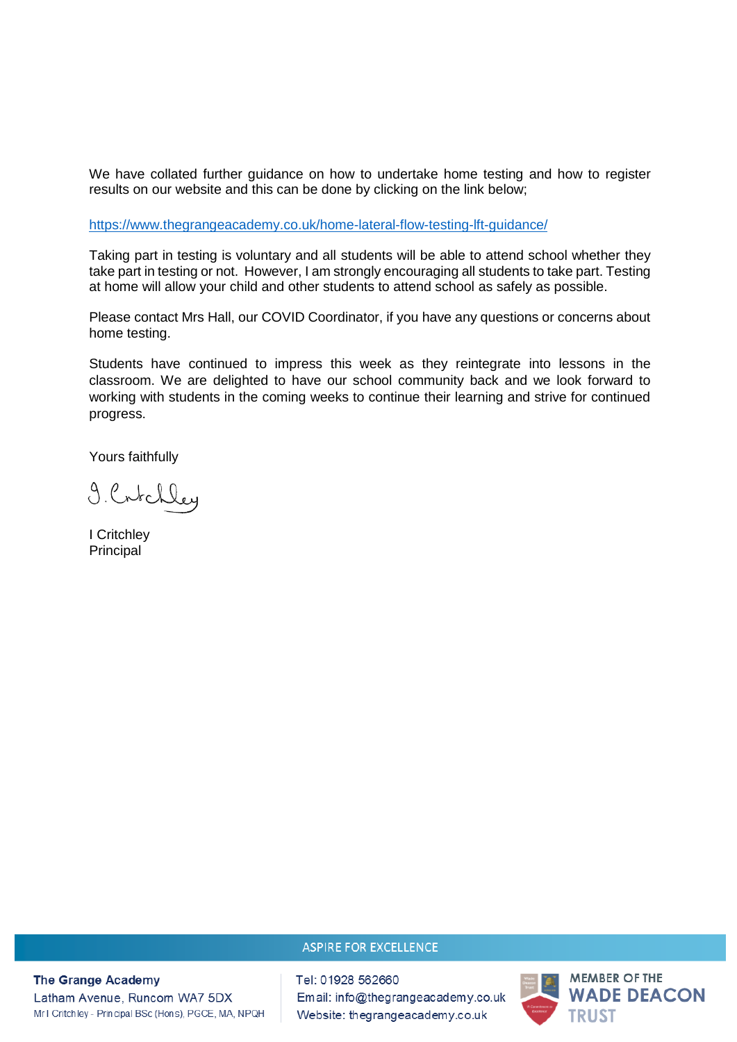We have collated further guidance on how to undertake home testing and how to register results on our website and this can be done by clicking on the link below;

https://www.thegrangeacademy.co.uk/home-lateral-flow-testing-lft-guidance/

Taking part in testing is voluntary and all students will be able to attend school whether they take part in testing or not. However, I am strongly encouraging all students to take part. Testing at home will allow your child and other students to attend school as safely as possible.

Please contact Mrs Hall, our COVID Coordinator, if you have any questions or concerns about home testing.

Students have continued to impress this week as they reintegrate into lessons in the classroom. We are delighted to have our school community back and we look forward to working with students in the coming weeks to continue their learning and strive for continued progress.

Yours faithfully

I Critchley

I Critchley
Principal

ASPIRE FOR EXCELLENCE

**The Grange Academy**
Latham Avenue, Runcorn WA7 5DX
Mr I Critchley - Principal BSc (Hons), PGCE, MA, NPQH

Tel: 01928 562660
Email: info@thegrangeacademy.co.uk
Website: thegrangeacademy.co.uk

MEMBER OF THE **WADE DEACON TRUST**